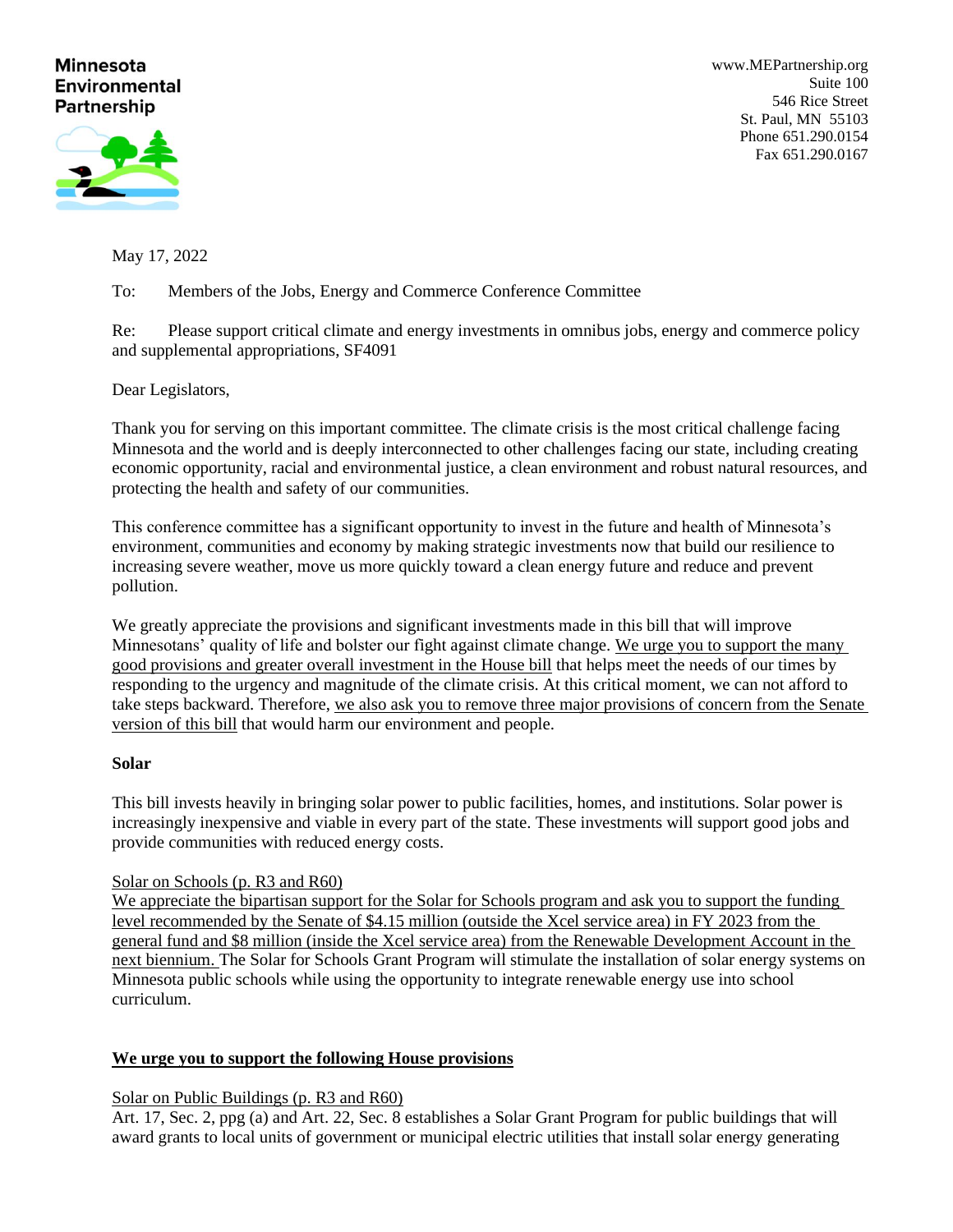**Minnesota Environmental Partnership**

www.MEPartnership.org
Suite 100
546 Rice Street
St. Paul, MN 55103
Phone 651.290.0154
Fax 651.290.0167

May 17, 2022

To: Members of the Jobs, Energy and Commerce Conference Committee

Re: Please support critical climate and energy investments in omnibus jobs, energy and commerce policy and supplemental appropriations, SF4091

Dear Legislators,

Thank you for serving on this important committee. The climate crisis is the most critical challenge facing Minnesota and the world and is deeply interconnected to other challenges facing our state, including creating economic opportunity, racial and environmental justice, a clean environment and robust natural resources, and protecting the health and safety of our communities.

This conference committee has a significant opportunity to invest in the future and health of Minnesota's environment, communities and economy by making strategic investments now that build our resilience to increasing severe weather, move us more quickly toward a clean energy future and reduce and prevent pollution.

We greatly appreciate the provisions and significant investments made in this bill that will improve Minnesotans' quality of life and bolster our fight against climate change. <u>We urge you to support the many good provisions and greater overall investment in the House bill</u> that helps meet the needs of our times by responding to the urgency and magnitude of the climate crisis. At this critical moment, we can not afford to take steps backward. Therefore, <u>we also ask you to remove three major provisions of concern from the Senate version of this bill</u> that would harm our environment and people.

**Solar**

This bill invests heavily in bringing solar power to public facilities, homes, and institutions. Solar power is increasingly inexpensive and viable in every part of the state. These investments will support good jobs and provide communities with reduced energy costs.

<u>Solar on Schools (p. R3 and R60)</u>
<u>We appreciate the bipartisan support for the Solar for Schools program and ask you to support the funding level recommended by the Senate of \$4.15 million (outside the Xcel service area) in FY 2023 from the general fund and \$8 million (inside the Xcel service area) from the Renewable Development Account in the next biennium.</u> The Solar for Schools Grant Program will stimulate the installation of solar energy systems on Minnesota public schools while using the opportunity to integrate renewable energy use into school curriculum.

**<u>We urge you to support the following House provisions</u>**

<u>Solar on Public Buildings (p. R3 and R60)</u>
Art. 17, Sec. 2, ppg (a) and Art. 22, Sec. 8 establishes a Solar Grant Program for public buildings that will award grants to local units of government or municipal electric utilities that install solar energy generating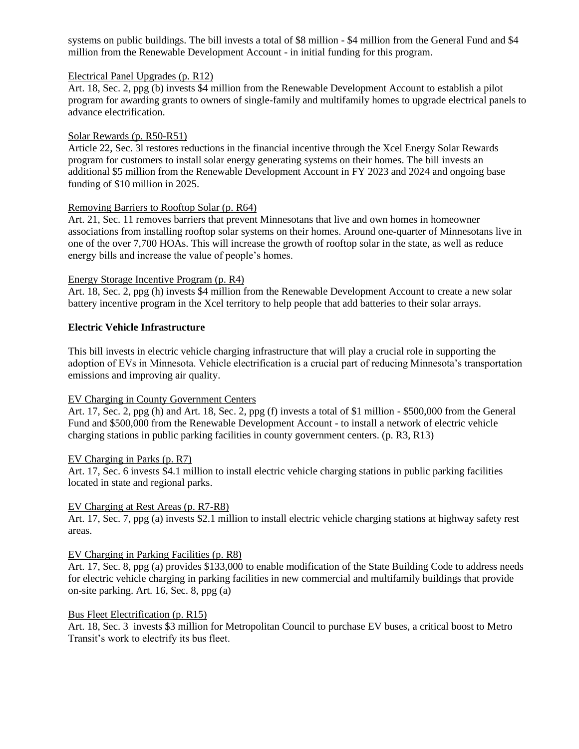systems on public buildings. The bill invests a total of $8 million - $4 million from the General Fund and $4 million from the Renewable Development Account - in initial funding for this program.

<u>Electrical Panel Upgrades (p. R12)</u>
Art. 18, Sec. 2, ppg (b) invests $4 million from the Renewable Development Account to establish a pilot program for awarding grants to owners of single-family and multifamily homes to upgrade electrical panels to advance electrification.

<u>Solar Rewards (p. R50-R51)</u>
Article 22, Sec. 3l restores reductions in the financial incentive through the Xcel Energy Solar Rewards program for customers to install solar energy generating systems on their homes. The bill invests an additional $5 million from the Renewable Development Account in FY 2023 and 2024 and ongoing base funding of $10 million in 2025.

<u>Removing Barriers to Rooftop Solar (p. R64)</u>
Art. 21, Sec. 11 removes barriers that prevent Minnesotans that live and own homes in homeowner associations from installing rooftop solar systems on their homes. Around one-quarter of Minnesotans live in one of the over 7,700 HOAs. This will increase the growth of rooftop solar in the state, as well as reduce energy bills and increase the value of people's homes.

<u>Energy Storage Incentive Program (p. R4)</u>
Art. 18, Sec. 2, ppg (h) invests $4 million from the Renewable Development Account to create a new solar battery incentive program in the Xcel territory to help people that add batteries to their solar arrays.

**Electric Vehicle Infrastructure**

This bill invests in electric vehicle charging infrastructure that will play a crucial role in supporting the adoption of EVs in Minnesota. Vehicle electrification is a crucial part of reducing Minnesota's transportation emissions and improving air quality.

<u>EV Charging in County Government Centers</u>
Art. 17, Sec. 2, ppg (h) and Art. 18, Sec. 2, ppg (f) invests a total of $1 million - $500,000 from the General Fund and $500,000 from the Renewable Development Account - to install a network of electric vehicle charging stations in public parking facilities in county government centers. (p. R3, R13)

<u>EV Charging in Parks (p. R7)</u>
Art. 17, Sec. 6 invests $4.1 million to install electric vehicle charging stations in public parking facilities located in state and regional parks.

<u>EV Charging at Rest Areas (p. R7-R8)</u>
Art. 17, Sec. 7, ppg (a) invests $2.1 million to install electric vehicle charging stations at highway safety rest areas.

<u>EV Charging in Parking Facilities (p. R8)</u>
Art. 17, Sec. 8, ppg (a) provides $133,000 to enable modification of the State Building Code to address needs for electric vehicle charging in parking facilities in new commercial and multifamily buildings that provide on-site parking. Art. 16, Sec. 8, ppg (a)

<u>Bus Fleet Electrification (p. R15)</u>
Art. 18, Sec. 3 invests $3 million for Metropolitan Council to purchase EV buses, a critical boost to Metro Transit's work to electrify its bus fleet.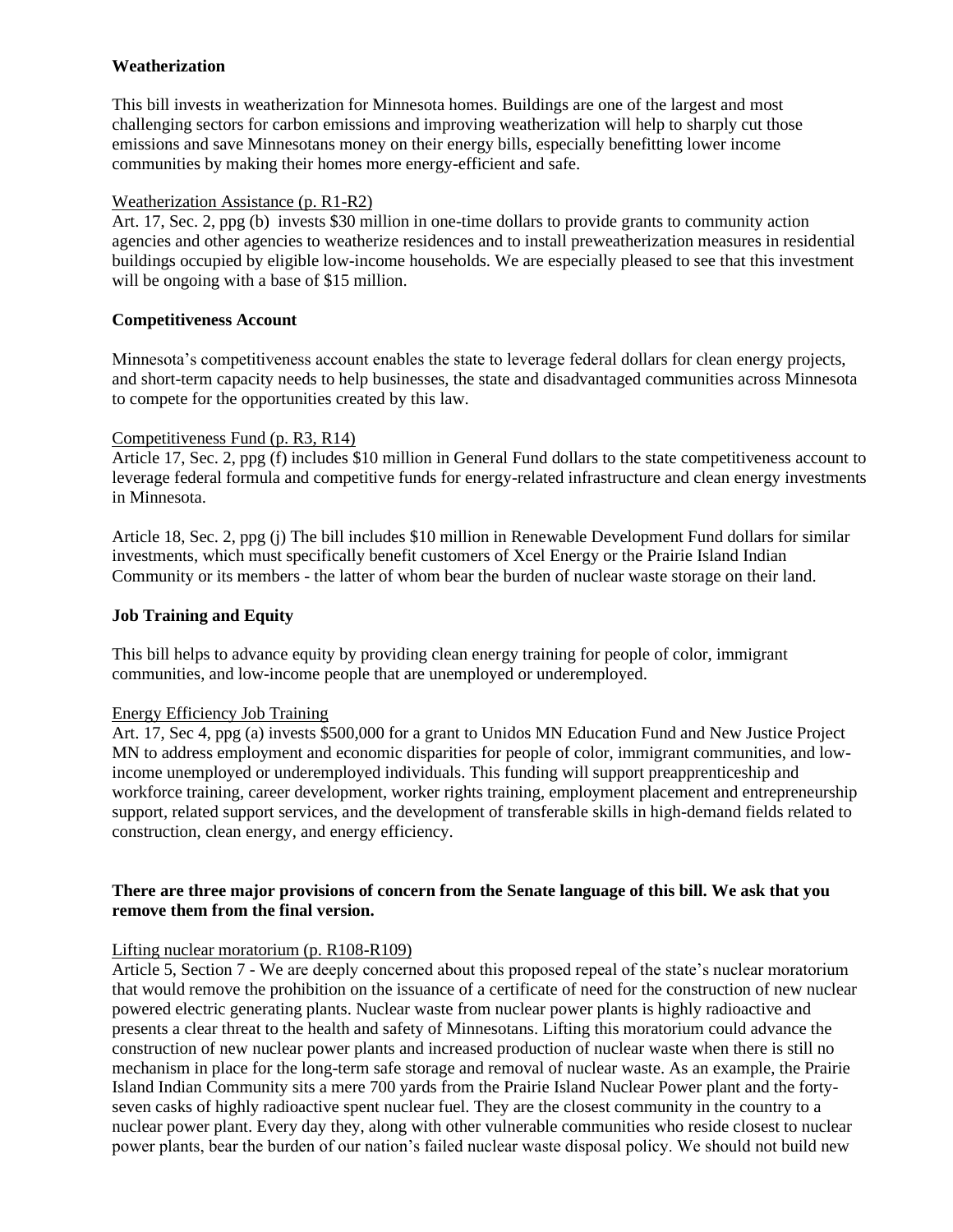**Weatherization**

This bill invests in weatherization for Minnesota homes. Buildings are one of the largest and most challenging sectors for carbon emissions and improving weatherization will help to sharply cut those emissions and save Minnesotans money on their energy bills, especially benefitting lower income communities by making their homes more energy-efficient and safe.

<u>Weatherization Assistance (p. R1-R2)</u>
Art. 17, Sec. 2, ppg (b) invests $30 million in one-time dollars to provide grants to community action agencies and other agencies to weatherize residences and to install preweatherization measures in residential buildings occupied by eligible low-income households. We are especially pleased to see that this investment will be ongoing with a base of $15 million.

**Competitiveness Account**

Minnesota's competitiveness account enables the state to leverage federal dollars for clean energy projects, and short-term capacity needs to help businesses, the state and disadvantaged communities across Minnesota to compete for the opportunities created by this law.

<u>Competitiveness Fund (p. R3, R14)</u>
Article 17, Sec. 2, ppg (f) includes $10 million in General Fund dollars to the state competitiveness account to leverage federal formula and competitive funds for energy-related infrastructure and clean energy investments in Minnesota.

Article 18, Sec. 2, ppg (j) The bill includes $10 million in Renewable Development Fund dollars for similar investments, which must specifically benefit customers of Xcel Energy or the Prairie Island Indian Community or its members - the latter of whom bear the burden of nuclear waste storage on their land.

**Job Training and Equity**

This bill helps to advance equity by providing clean energy training for people of color, immigrant communities, and low-income people that are unemployed or underemployed.

<u>Energy Efficiency Job Training</u>
Art. 17, Sec 4, ppg (a) invests $500,000 for a grant to Unidos MN Education Fund and New Justice Project MN to address employment and economic disparities for people of color, immigrant communities, and low-income unemployed or underemployed individuals. This funding will support preapprenticeship and workforce training, career development, worker rights training, employment placement and entrepreneurship support, related support services, and the development of transferable skills in high-demand fields related to construction, clean energy, and energy efficiency.

**There are three major provisions of concern from the Senate language of this bill. We ask that you remove them from the final version.**

<u>Lifting nuclear moratorium (p. R108-R109)</u>
Article 5, Section 7 - We are deeply concerned about this proposed repeal of the state's nuclear moratorium that would remove the prohibition on the issuance of a certificate of need for the construction of new nuclear powered electric generating plants. Nuclear waste from nuclear power plants is highly radioactive and presents a clear threat to the health and safety of Minnesotans. Lifting this moratorium could advance the construction of new nuclear power plants and increased production of nuclear waste when there is still no mechanism in place for the long-term safe storage and removal of nuclear waste. As an example, the Prairie Island Indian Community sits a mere 700 yards from the Prairie Island Nuclear Power plant and the forty-seven casks of highly radioactive spent nuclear fuel. They are the closest community in the country to a nuclear power plant. Every day they, along with other vulnerable communities who reside closest to nuclear power plants, bear the burden of our nation's failed nuclear waste disposal policy. We should not build new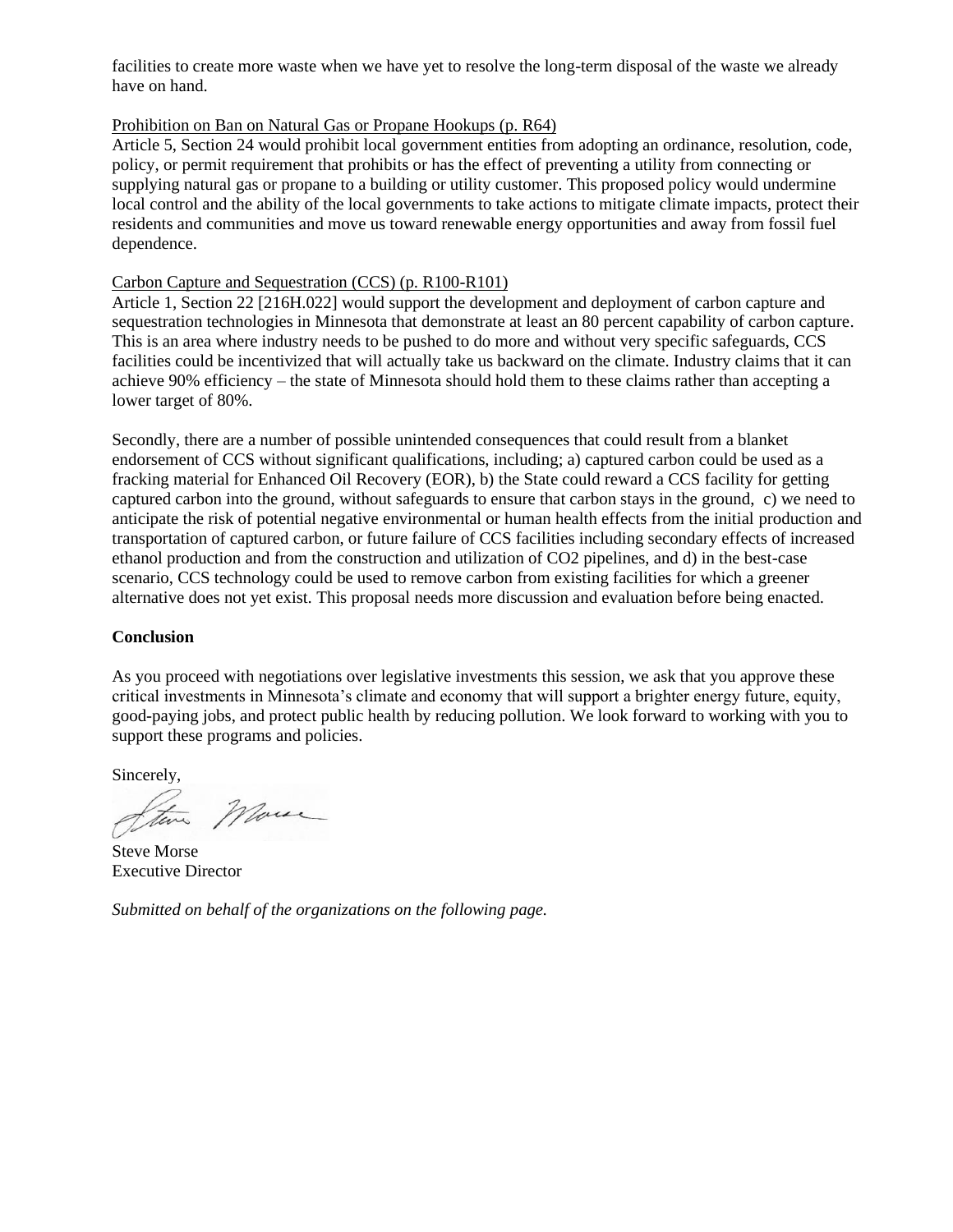facilities to create more waste when we have yet to resolve the long-term disposal of the waste we already have on hand.

Prohibition on Ban on Natural Gas or Propane Hookups (p. R64)

Article 5, Section 24 would prohibit local government entities from adopting an ordinance, resolution, code, policy, or permit requirement that prohibits or has the effect of preventing a utility from connecting or supplying natural gas or propane to a building or utility customer. This proposed policy would undermine local control and the ability of the local governments to take actions to mitigate climate impacts, protect their residents and communities and move us toward renewable energy opportunities and away from fossil fuel dependence.

Carbon Capture and Sequestration (CCS) (p. R100-R101)

Article 1, Section 22 [216H.022] would support the development and deployment of carbon capture and sequestration technologies in Minnesota that demonstrate at least an 80 percent capability of carbon capture. This is an area where industry needs to be pushed to do more and without very specific safeguards, CCS facilities could be incentivized that will actually take us backward on the climate. Industry claims that it can achieve 90% efficiency – the state of Minnesota should hold them to these claims rather than accepting a lower target of 80%.

Secondly, there are a number of possible unintended consequences that could result from a blanket endorsement of CCS without significant qualifications, including; a) captured carbon could be used as a fracking material for Enhanced Oil Recovery (EOR), b) the State could reward a CCS facility for getting captured carbon into the ground, without safeguards to ensure that carbon stays in the ground, c) we need to anticipate the risk of potential negative environmental or human health effects from the initial production and transportation of captured carbon, or future failure of CCS facilities including secondary effects of increased ethanol production and from the construction and utilization of $CO_2$ pipelines, and d) in the best-case scenario, CCS technology could be used to remove carbon from existing facilities for which a greener alternative does not yet exist. This proposal needs more discussion and evaluation before being enacted.

**Conclusion**

As you proceed with negotiations over legislative investments this session, we ask that you approve these critical investments in Minnesota's climate and economy that will support a brighter energy future, equity, good-paying jobs, and protect public health by reducing pollution. We look forward to working with you to support these programs and policies.

Sincerely,

Steve Morse
Executive Director

*Submitted on behalf of the organizations on the following page.*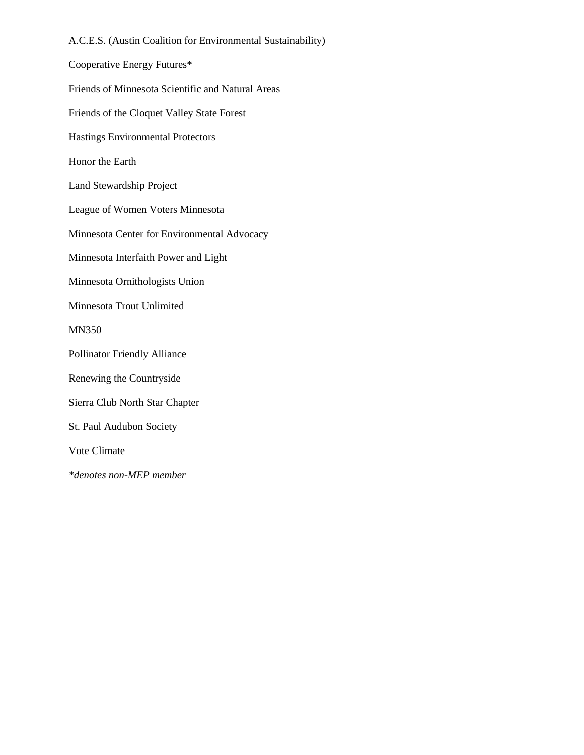A.C.E.S. (Austin Coalition for Environmental Sustainability)

Cooperative Energy Futures*

Friends of Minnesota Scientific and Natural Areas

Friends of the Cloquet Valley State Forest

Hastings Environmental Protectors

Honor the Earth

Land Stewardship Project

League of Women Voters Minnesota

Minnesota Center for Environmental Advocacy

Minnesota Interfaith Power and Light

Minnesota Ornithologists Union

Minnesota Trout Unlimited

MN350

Pollinator Friendly Alliance

Renewing the Countryside

Sierra Club North Star Chapter

St. Paul Audubon Society

Vote Climate

*\*denotes non-MEP member*